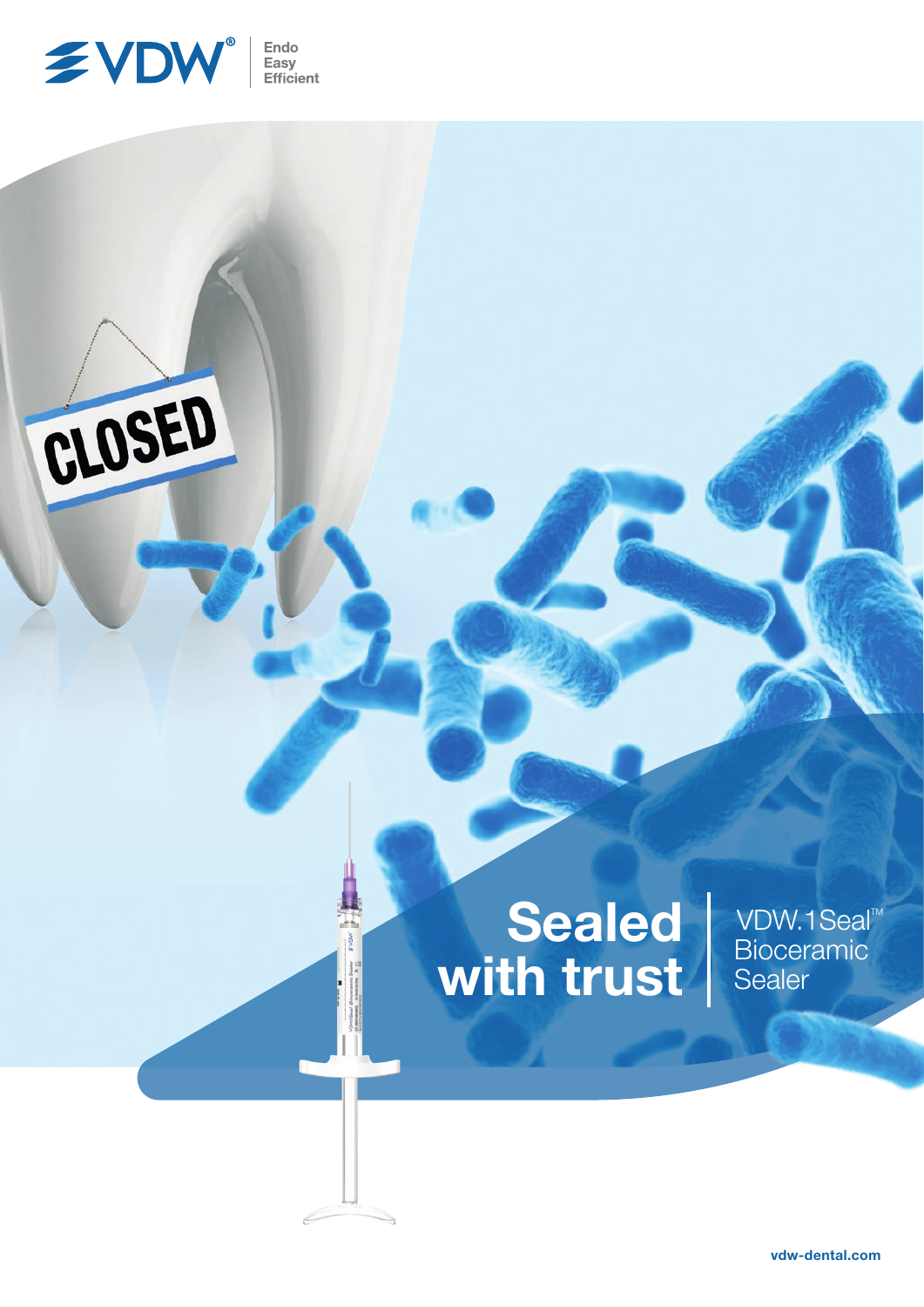VDW® Endo Easy Efficient

# Sealed with trust

VDW.1Seal™ Bioceramic Sealer

vdw-dental.com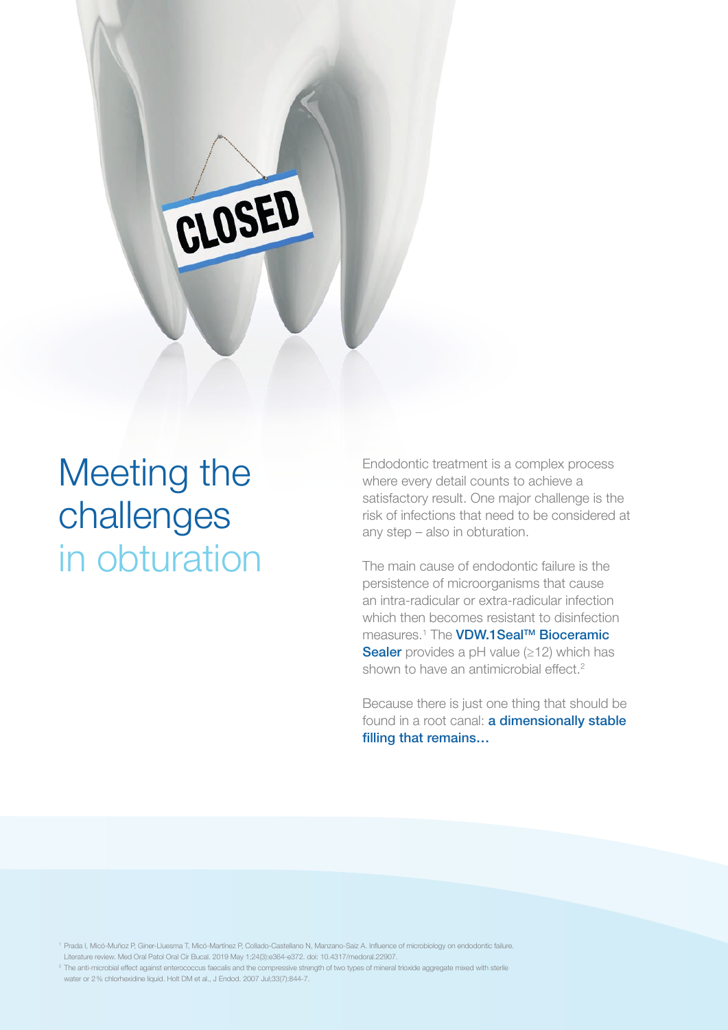# Meeting the challenges in obturation

Endodontic treatment is a complex process where every detail counts to achieve a satisfactory result. One major challenge is the risk of infections that need to be considered at any step – also in obturation.

The main cause of endodontic failure is the persistence of microorganisms that cause an intra-radicular or extra-radicular infection which then becomes resistant to disinfection measures.[1] The **VDW.1Seal™ Bioceramic Sealer** provides a pH value (≥12) which has shown to have an antimicrobial effect.[2]

Because there is just one thing that should be found in a root canal: **a dimensionally stable filling that remains…**

[1] Prada I, Micó-Muñoz P, Giner-Lluesma T, Micó-Martínez P, Collado-Castellano N, Manzano-Saiz A. Influence of microbiology on endodontic failure. Literature review. Med Oral Patol Oral Cir Bucal. 2019 May 1;24(3):e364-e372. doi: 10.4317/medoral.22907.

[2] The anti-microbial effect against enterococcus faecalis and the compressive strength of two types of mineral trioxide aggregate mixed with sterile water or 2% chlorhexidine liquid. Holt DM et al., J Endod. 2007 Jul;33(7):844-7.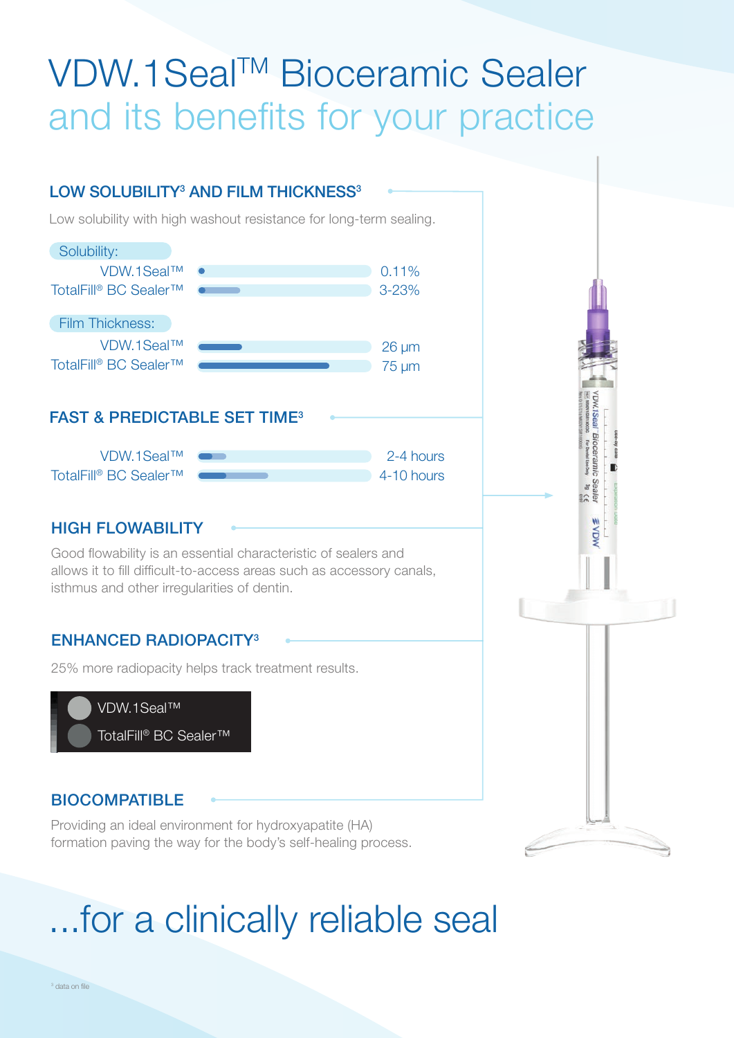# VDW.1Seal™ Bioceramic Sealer and its benefits for your practice

## LOW SOLUBILITY[3] AND FILM THICKNESS[3]

Low solubility with high washout resistance for long-term sealing.

**Solubility:**

| Product | Value |
|---|---|
| VDW.1Seal™ | 0.11% |
| TotalFill® BC Sealer™ | 3-23% |

**Film Thickness:**

| Product | Value |
|---|---|
| VDW.1Seal™ | 26 µm |
| TotalFill® BC Sealer™ | 75 µm |

## FAST & PREDICTABLE SET TIME[3]

| Product | Value |
|---|---|
| VDW.1Seal™ | 2-4 hours |
| TotalFill® BC Sealer™ | 4-10 hours |

## HIGH FLOWABILITY

Good flowability is an essential characteristic of sealers and allows it to fill difficult-to-access areas such as accessory canals, isthmus and other irregularities of dentin.

## ENHANCED RADIOPACITY[3]

25% more radiopacity helps track treatment results.

- VDW.1Seal™
- TotalFill® BC Sealer™

## BIOCOMPATIBLE

Providing an ideal environment for hydroxyapatite (HA) formation paving the way for the body's self-healing process.

# ...for a clinically reliable seal

[3] data on file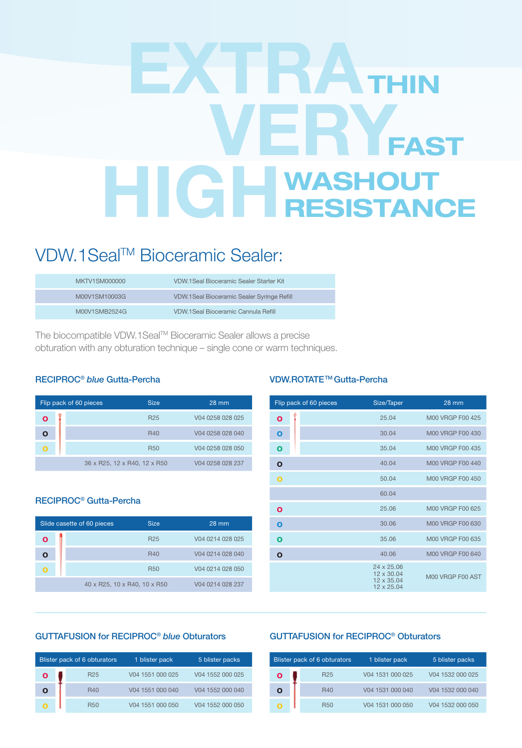# EXTRA THIN
# VERY FAST
# HIGH WASHOUT RESISTANCE

## VDW.1Seal™ Bioceramic Sealer:

| | |
|---|---|
| MKTV1SM000000 | VDW.1Seal Bioceramic Sealer Starter Kit |
| M00V1SM10003G | VDW.1Seal Bioceramic Sealer Syringe Refill |
| M00V1SMB2524G | VDW.1Seal Bioceramic Cannula Refill |

The biocompatible VDW.1Seal™ Bioceramic Sealer allows a precise obturation with any obturation technique – single cone or warm techniques.

### RECIPROC® *blue* Gutta-Percha

| Flip pack of 60 pieces | Size | 28 mm |
|---|---|---|
| o | R25 | V04 0258 028 025 |
| o | R40 | V04 0258 028 040 |
| o | R50 | V04 0258 028 050 |
| | 36 x R25, 12 x R40, 12 x R50 | V04 0258 028 237 |

### RECIPROC® Gutta-Percha

| Slide cassette of 60 pieces | Size | 28 mm |
|---|---|---|
| o | R25 | V04 0214 028 025 |
| o | R40 | V04 0214 028 040 |
| o | R50 | V04 0214 028 050 |
| | 40 x R25, 10 x R40, 10 x R50 | V04 0214 028 237 |

### VDW.ROTATE™ Gutta-Percha

| Flip pack of 60 pieces | Size/Taper | 28 mm |
|---|---|---|
| o | 25.04 | M00 VRGP F00 425 |
| o | 30.04 | M00 VRGP F00 430 |
| o | 35.04 | M00 VRGP F00 435 |
| o | 40.04 | M00 VRGP F00 440 |
| o | 50.04 | M00 VRGP F00 450 |
| | 60.04 | |
| o | 25.06 | M00 VRGP F00 625 |
| o | 30.06 | M00 VRGP F00 630 |
| o | 35.06 | M00 VRGP F00 635 |
| o | 40.06 | M00 VRGP F00 640 |
| | 24 x 25.06<br>12 x 30.04<br>12 x 35.04<br>12 x 25.04 | M00 VRGP F00 AST |

### GUTTAFUSION for RECIPROC® *blue* Obturators

| Blister pack of 6 obturators | | 1 blister pack | 5 blister packs |
|---|---|---|---|
| o | R25 | V04 1551 000 025 | V04 1552 000 025 |
| o | R40 | V04 1551 000 040 | V04 1552 000 040 |
| o | R50 | V04 1551 000 050 | V04 1552 000 050 |

### GUTTAFUSION for RECIPROC® Obturators

| Blister pack of 6 obturators | | 1 blister pack | 5 blister packs |
|---|---|---|---|
| o | R25 | V04 1531 000 025 | V04 1532 000 025 |
| o | R40 | V04 1531 000 040 | V04 1532 000 040 |
| o | R50 | V04 1531 000 050 | V04 1532 000 050 |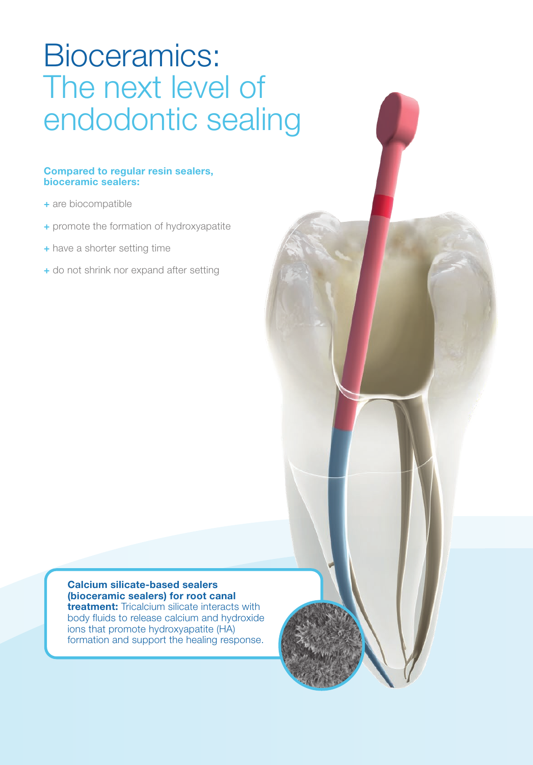# Bioceramics: The next level of endodontic sealing

**Compared to regular resin sealers, bioceramic sealers:**

+ are biocompatible
+ promote the formation of hydroxyapatite
+ have a shorter setting time
+ do not shrink nor expand after setting

**Calcium silicate-based sealers (bioceramic sealers) for root canal treatment:** Tricalcium silicate interacts with body fluids to release calcium and hydroxide ions that promote hydroxyapatite (HA) formation and support the healing response.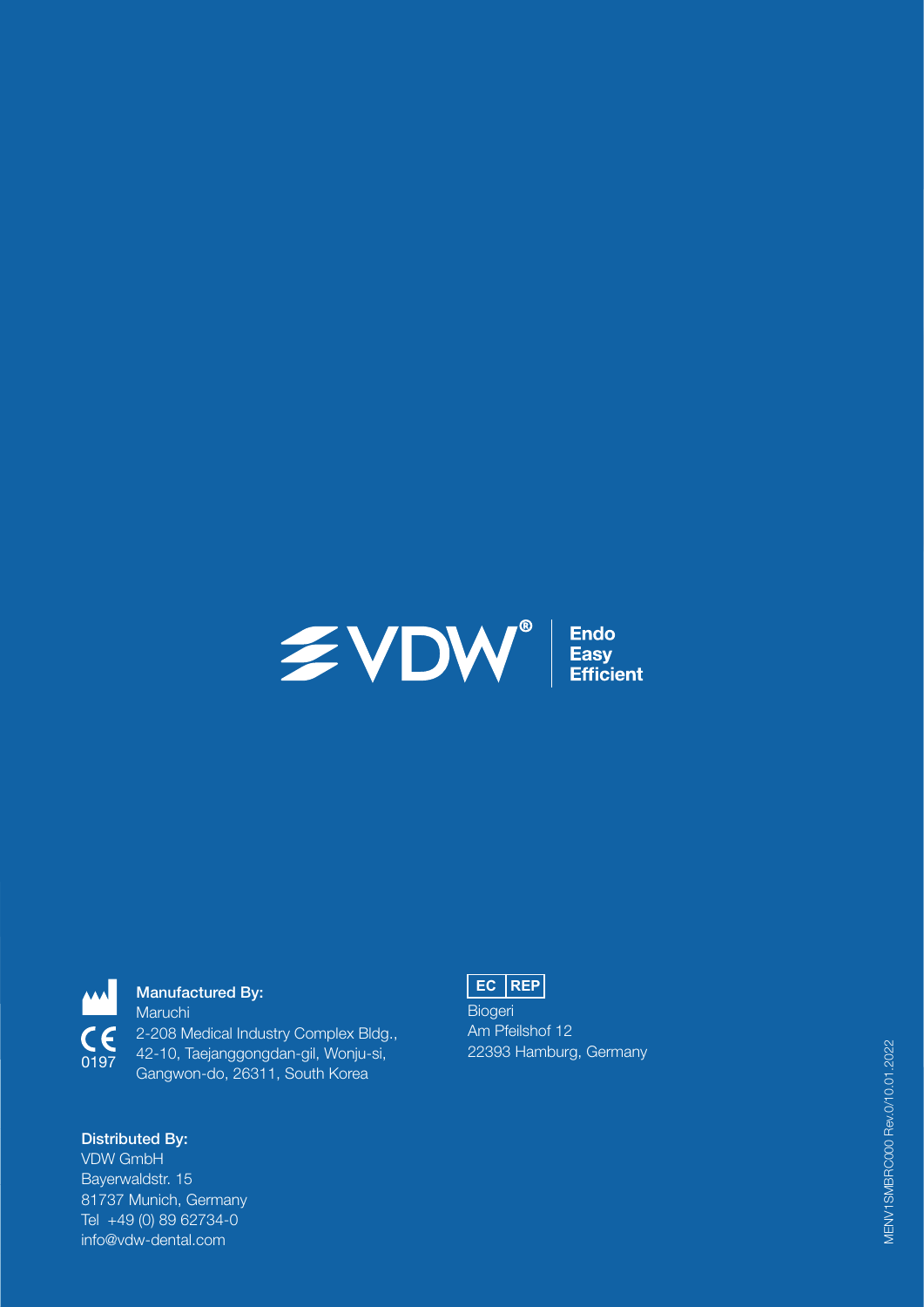VDW®

Endo
Easy
Efficient

**Manufactured By:**
Maruchi
2-208 Medical Industry Complex Bldg.,
42-10, Taejanggongdan-gil, Wonju-si,
Gangwon-do, 26311, South Korea

CE 0197

EC REP
Biogeri
Am Pfeilshof 12
22393 Hamburg, Germany

**Distributed By:**
VDW GmbH
Bayerwaldstr. 15
81737 Munich, Germany
Tel +49 (0) 89 62734-0
info@vdw-dental.com

MENV1SMBRC000 Rev.0/10.01.2022